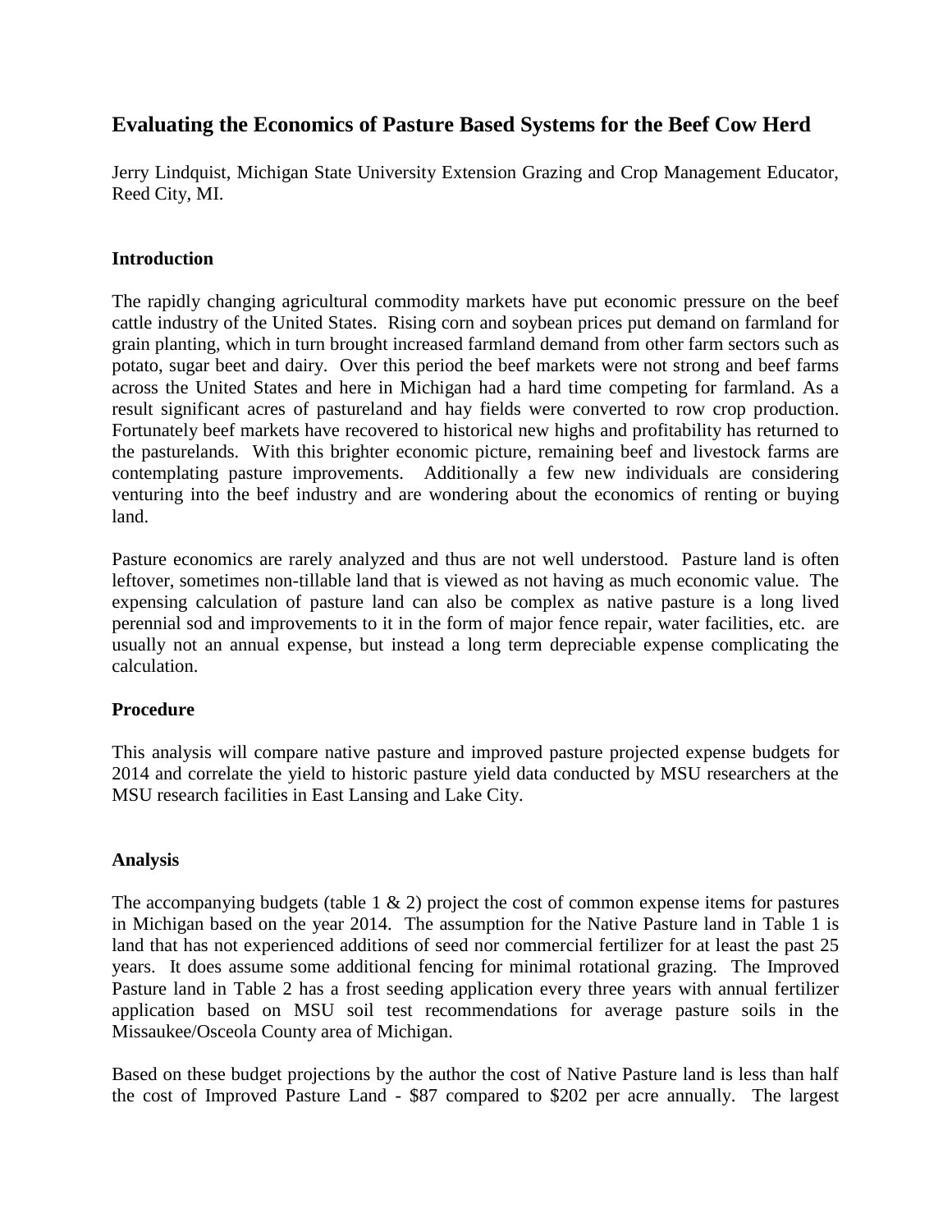## Evaluating the Economics of Pasture Based Systems for the Beef Cow Herd

Jerry Lindquist, Michigan State University Extension Grazing and Crop Management Educator, Reed City, MI.

### Introduction

The rapidly changing agricultural commodity markets have put economic pressure on the beef cattle industry of the United States. Rising corn and soybean prices put demand on farmland for grain planting, which in turn brought increased farmland demand from other farm sectors such as potato, sugar beet and dairy. Over this period the beef markets were not strong and beef farms across the United States and here in Michigan had a hard time competing for farmland. As a result significant acres of pastureland and hay fields were converted to row crop production. Fortunately beef markets have recovered to historical new highs and profitability has returned to the pasturelands. With this brighter economic picture, remaining beef and livestock farms are contemplating pasture improvements. Additionally a few new individuals are considering venturing into the beef industry and are wondering about the economics of renting or buying land.

Pasture economics are rarely analyzed and thus are not well understood. Pasture land is often leftover, sometimes non-tillable land that is viewed as not having as much economic value. The expensing calculation of pasture land can also be complex as native pasture is a long lived perennial sod and improvements to it in the form of major fence repair, water facilities, etc. are usually not an annual expense, but instead a long term depreciable expense complicating the calculation.

### Procedure

This analysis will compare native pasture and improved pasture projected expense budgets for 2014 and correlate the yield to historic pasture yield data conducted by MSU researchers at the MSU research facilities in East Lansing and Lake City.

### Analysis

The accompanying budgets (table 1 & 2) project the cost of common expense items for pastures in Michigan based on the year 2014. The assumption for the Native Pasture land in Table 1 is land that has not experienced additions of seed nor commercial fertilizer for at least the past 25 years. It does assume some additional fencing for minimal rotational grazing. The Improved Pasture land in Table 2 has a frost seeding application every three years with annual fertilizer application based on MSU soil test recommendations for average pasture soils in the Missaukee/Osceola County area of Michigan.

Based on these budget projections by the author the cost of Native Pasture land is less than half the cost of Improved Pasture Land - $87 compared to $202 per acre annually. The largest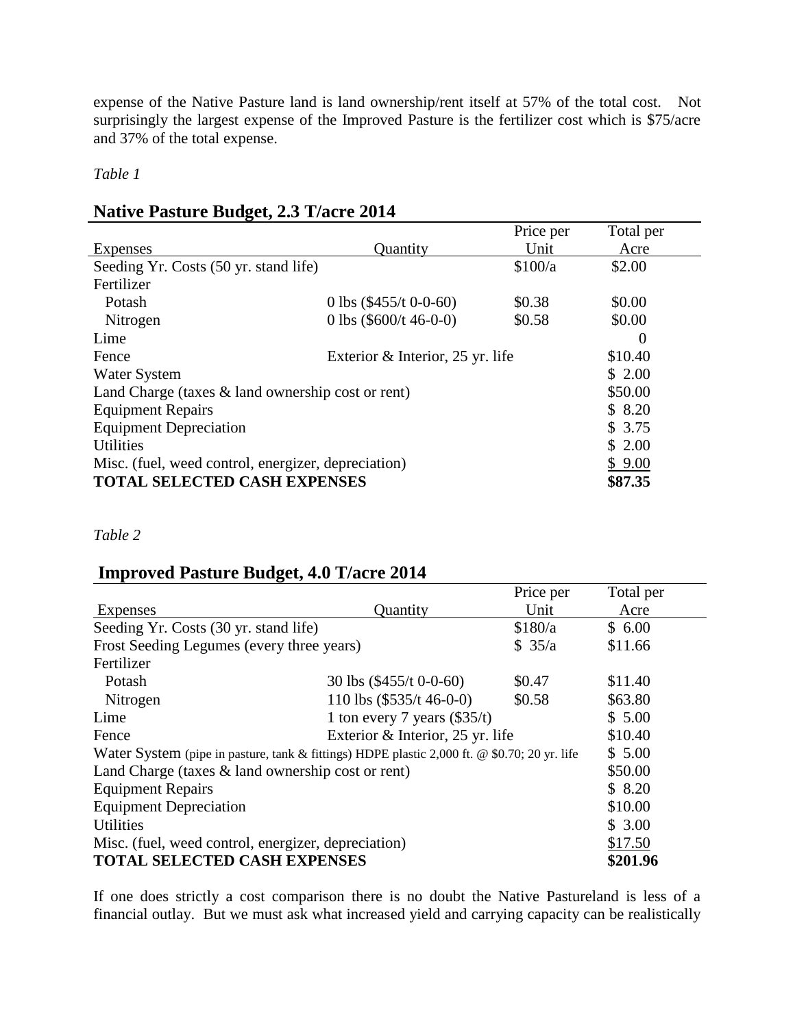expense of the Native Pasture land is land ownership/rent itself at 57% of the total cost. Not surprisingly the largest expense of the Improved Pasture is the fertilizer cost which is $75/acre and 37% of the total expense.

*Table 1*

## Native Pasture Budget, 2.3 T/acre 2014

| Expenses | Quantity | Price per Unit | Total per Acre |
|---|---|---|---|
| Seeding Yr. Costs (50 yr. stand life) | | $100/a | $2.00 |
| Fertilizer | | | |
| Potash | 0 lbs ($455/t 0-0-60) | $0.38 | $0.00 |
| Nitrogen | 0 lbs ($600/t 46-0-0) | $0.58 | $0.00 |
| Lime | | | 0 |
| Fence | Exterior & Interior, 25 yr. life | | $10.40 |
| Water System | | | $ 2.00 |
| Land Charge (taxes & land ownership cost or rent) | | | $50.00 |
| Equipment Repairs | | | $ 8.20 |
| Equipment Depreciation | | | $ 3.75 |
| Utilities | | | $ 2.00 |
| Misc. (fuel, weed control, energizer, depreciation) | | | $ 9.00 |
| **TOTAL SELECTED CASH EXPENSES** | | | **$87.35** |

*Table 2*

## Improved Pasture Budget, 4.0 T/acre 2014

| Expenses | Quantity | Price per Unit | Total per Acre |
|---|---|---|---|
| Seeding Yr. Costs (30 yr. stand life) | | $180/a | $ 6.00 |
| Frost Seeding Legumes (every three years) | | $ 35/a | $11.66 |
| Fertilizer | | | |
| Potash | 30 lbs ($455/t 0-0-60) | $0.47 | $11.40 |
| Nitrogen | 110 lbs ($535/t 46-0-0) | $0.58 | $63.80 |
| Lime | 1 ton every 7 years ($35/t) | | $ 5.00 |
| Fence | Exterior & Interior, 25 yr. life | | $10.40 |
| Water System (pipe in pasture, tank & fittings) HDPE plastic 2,000 ft. @ $0.70; 20 yr. life | | | $ 5.00 |
| Land Charge (taxes & land ownership cost or rent) | | | $50.00 |
| Equipment Repairs | | | $ 8.20 |
| Equipment Depreciation | | | $10.00 |
| Utilities | | | $ 3.00 |
| Misc. (fuel, weed control, energizer, depreciation) | | | $17.50 |
| **TOTAL SELECTED CASH EXPENSES** | | | **$201.96** |

If one does strictly a cost comparison there is no doubt the Native Pastureland is less of a financial outlay. But we must ask what increased yield and carrying capacity can be realistically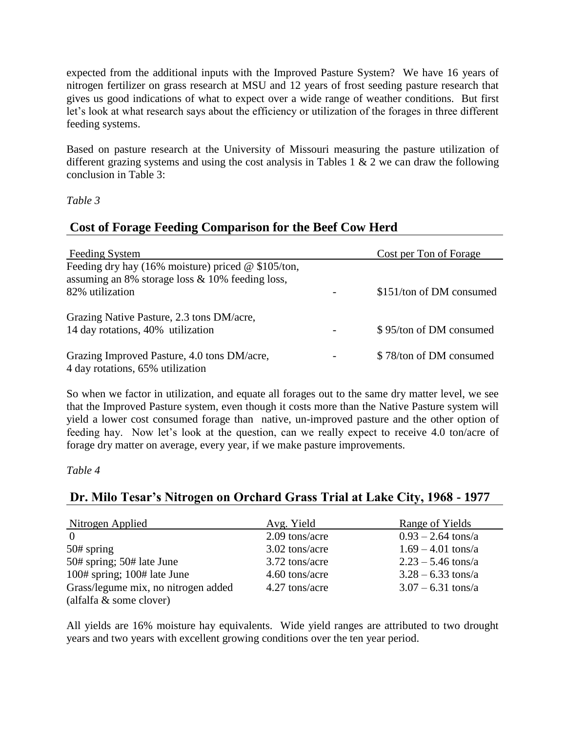expected from the additional inputs with the Improved Pasture System? We have 16 years of nitrogen fertilizer on grass research at MSU and 12 years of frost seeding pasture research that gives us good indications of what to expect over a wide range of weather conditions. But first let's look at what research says about the efficiency or utilization of the forages in three different feeding systems.

Based on pasture research at the University of Missouri measuring the pasture utilization of different grazing systems and using the cost analysis in Tables 1 & 2 we can draw the following conclusion in Table 3:

*Table 3*

## Cost of Forage Feeding Comparison for the Beef Cow Herd

| Feeding System | | Cost per Ton of Forage |
|---|---|---|
| Feeding dry hay (16% moisture) priced @ $105/ton, assuming an 8% storage loss & 10% feeding loss, 82% utilization | - | $151/ton of DM consumed |
| Grazing Native Pasture, 2.3 tons DM/acre, 14 day rotations, 40% utilization | - | $ 95/ton of DM consumed |
| Grazing Improved Pasture, 4.0 tons DM/acre, 4 day rotations, 65% utilization | - | $ 78/ton of DM consumed |

So when we factor in utilization, and equate all forages out to the same dry matter level, we see that the Improved Pasture system, even though it costs more than the Native Pasture system will yield a lower cost consumed forage than native, un-improved pasture and the other option of feeding hay. Now let's look at the question, can we really expect to receive 4.0 ton/acre of forage dry matter on average, every year, if we make pasture improvements.

*Table 4*

## Dr. Milo Tesar's Nitrogen on Orchard Grass Trial at Lake City, 1968 - 1977

| Nitrogen Applied | Avg. Yield | Range of Yields |
|---|---|---|
| 0 | 2.09 tons/acre | 0.93 – 2.64 tons/a |
| 50# spring | 3.02 tons/acre | 1.69 – 4.01 tons/a |
| 50# spring; 50# late June | 3.72 tons/acre | 2.23 – 5.46 tons/a |
| 100# spring; 100# late June | 4.60 tons/acre | 3.28 – 6.33 tons/a |
| Grass/legume mix, no nitrogen added (alfalfa & some clover) | 4.27 tons/acre | 3.07 – 6.31 tons/a |

All yields are 16% moisture hay equivalents. Wide yield ranges are attributed to two drought years and two years with excellent growing conditions over the ten year period.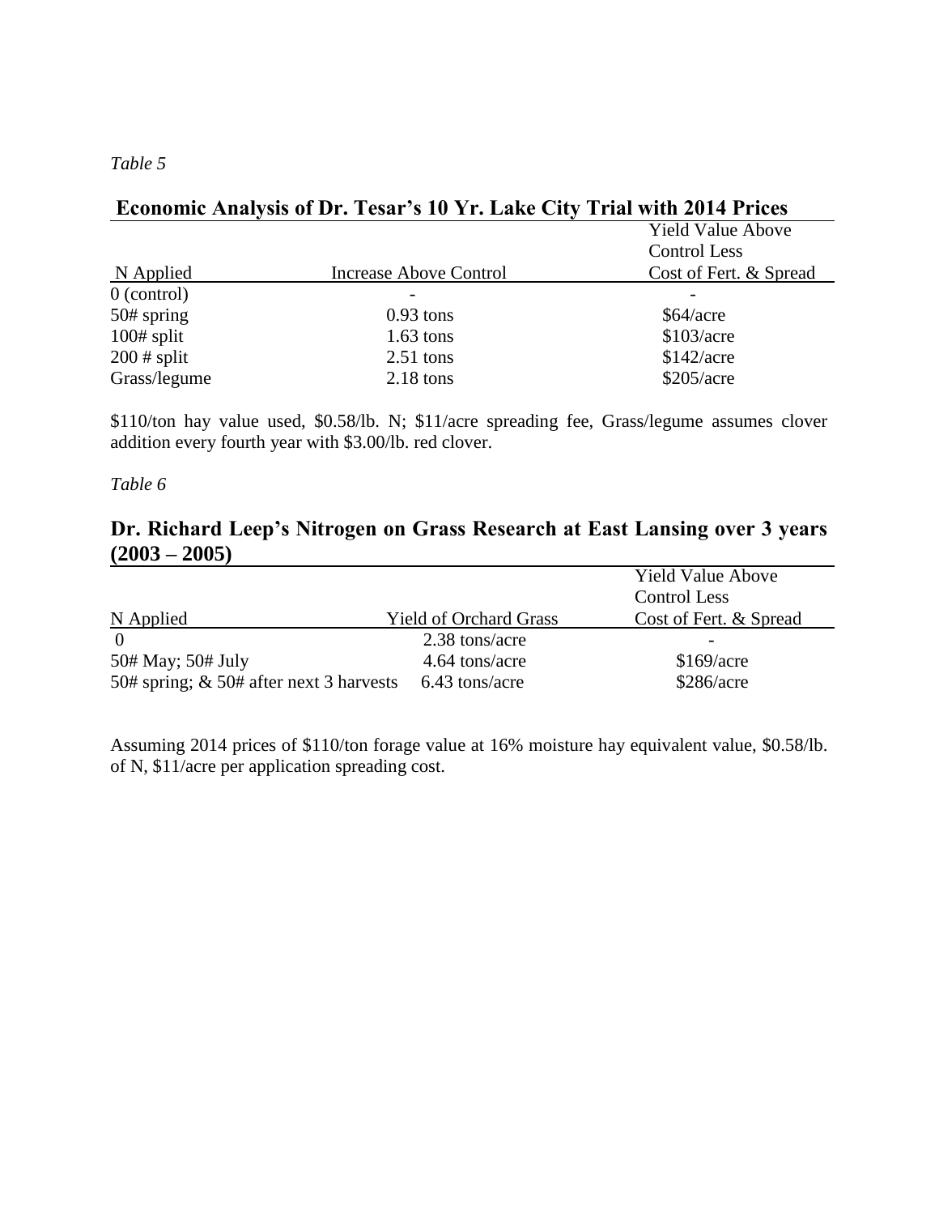*Table 5*

**Economic Analysis of Dr. Tesar's 10 Yr. Lake City Trial with 2014 Prices**

| N Applied | Increase Above Control | Yield Value Above Control Less Cost of Fert. & Spread |
|---|---|---|
| 0 (control) | - | - |
| 50# spring | 0.93 tons | $64/acre |
| 100# split | 1.63 tons | $103/acre |
| 200 # split | 2.51 tons | $142/acre |
| Grass/legume | 2.18 tons | $205/acre |

$110/ton hay value used, $0.58/lb. N; $11/acre spreading fee, Grass/legume assumes clover addition every fourth year with $3.00/lb. red clover.

*Table 6*

**Dr. Richard Leep's Nitrogen on Grass Research at East Lansing over 3 years (2003 – 2005)**

| N Applied | Yield of Orchard Grass | Yield Value Above Control Less Cost of Fert. & Spread |
|---|---|---|
| 0 | 2.38 tons/acre | - |
| 50# May; 50# July | 4.64 tons/acre | $169/acre |
| 50# spring; & 50# after next 3 harvests | 6.43 tons/acre | $286/acre |

Assuming 2014 prices of $110/ton forage value at 16% moisture hay equivalent value, $0.58/lb. of N, $11/acre per application spreading cost.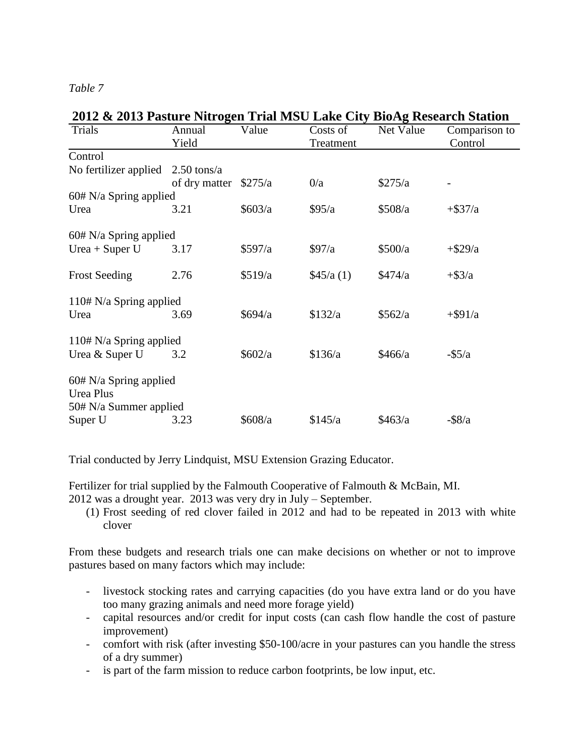*Table 7*

**2012 & 2013 Pasture Nitrogen Trial MSU Lake City BioAg Research Station**

| Trials | Annual Yield | Value | Costs of Treatment | Net Value | Comparison to Control |
|---|---|---|---|---|---|
| Control | | | | | |
| No fertilizer applied | 2.50 tons/a of dry matter | $275/a | 0/a | $275/a | - |
| 60# N/a Spring applied | | | | | |
| Urea | 3.21 | $603/a | $95/a | $508/a | +$37/a |
| 60# N/a Spring applied | | | | | |
| Urea + Super U | 3.17 | $597/a | $97/a | $500/a | +$29/a |
| Frost Seeding | 2.76 | $519/a | $45/a (1) | $474/a | +$3/a |
| 110# N/a Spring applied | | | | | |
| Urea | 3.69 | $694/a | $132/a | $562/a | +$91/a |
| 110# N/a Spring applied | | | | | |
| Urea & Super U | 3.2 | $602/a | $136/a | $466/a | -$5/a |
| 60# N/a Spring applied Urea Plus 50# N/a Summer applied | | | | | |
| Super U | 3.23 | $608/a | $145/a | $463/a | -$8/a |

Trial conducted by Jerry Lindquist, MSU Extension Grazing Educator.

Fertilizer for trial supplied by the Falmouth Cooperative of Falmouth & McBain, MI.
2012 was a drought year. 2013 was very dry in July – September.

(1) Frost seeding of red clover failed in 2012 and had to be repeated in 2013 with white clover

From these budgets and research trials one can make decisions on whether or not to improve pastures based on many factors which may include:

- livestock stocking rates and carrying capacities (do you have extra land or do you have too many grazing animals and need more forage yield)
- capital resources and/or credit for input costs (can cash flow handle the cost of pasture improvement)
- comfort with risk (after investing $50-100/acre in your pastures can you handle the stress of a dry summer)
- is part of the farm mission to reduce carbon footprints, be low input, etc.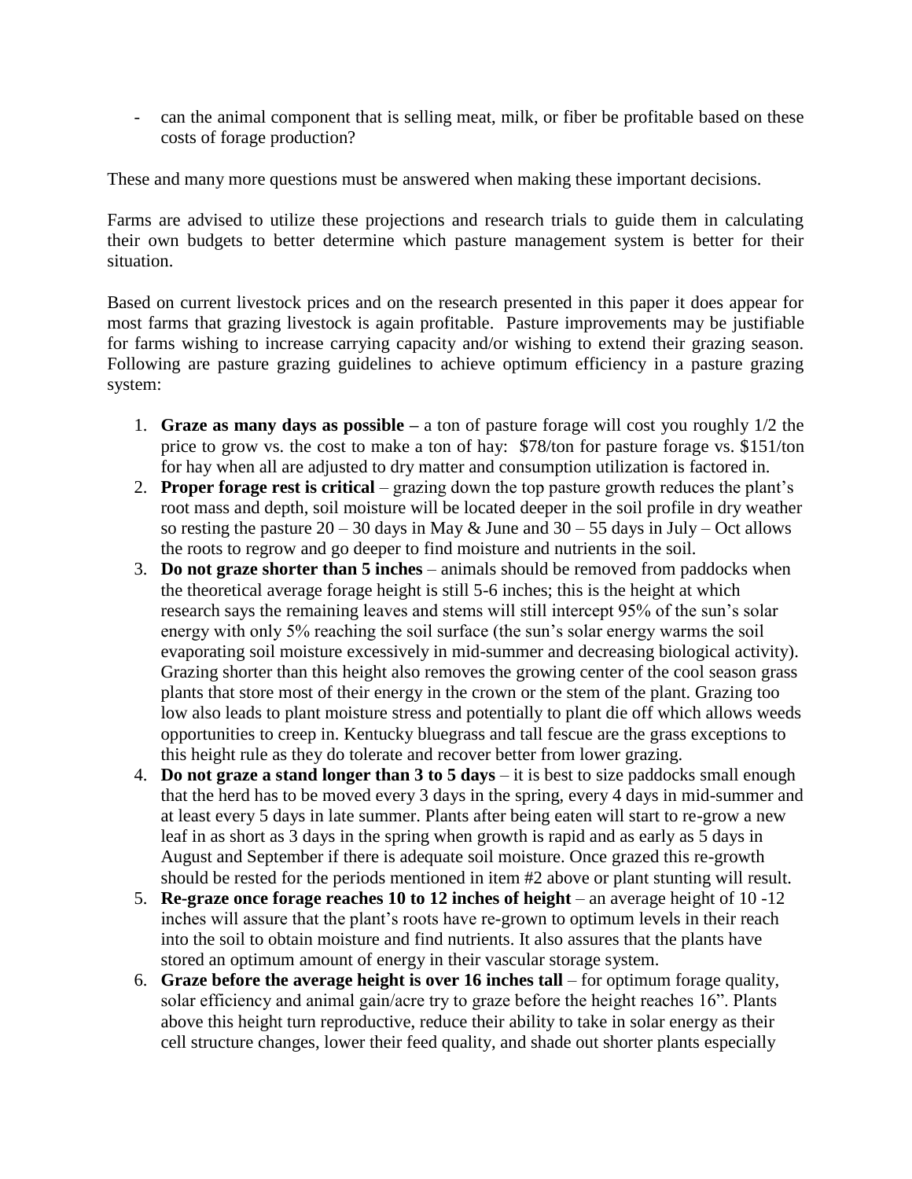- can the animal component that is selling meat, milk, or fiber be profitable based on these costs of forage production?

These and many more questions must be answered when making these important decisions.

Farms are advised to utilize these projections and research trials to guide them in calculating their own budgets to better determine which pasture management system is better for their situation.

Based on current livestock prices and on the research presented in this paper it does appear for most farms that grazing livestock is again profitable. Pasture improvements may be justifiable for farms wishing to increase carrying capacity and/or wishing to extend their grazing season. Following are pasture grazing guidelines to achieve optimum efficiency in a pasture grazing system:

1. **Graze as many days as possible –** a ton of pasture forage will cost you roughly 1/2 the price to grow vs. the cost to make a ton of hay: $78/ton for pasture forage vs. $151/ton for hay when all are adjusted to dry matter and consumption utilization is factored in.
2. **Proper forage rest is critical** – grazing down the top pasture growth reduces the plant's root mass and depth, soil moisture will be located deeper in the soil profile in dry weather so resting the pasture 20 – 30 days in May & June and 30 – 55 days in July – Oct allows the roots to regrow and go deeper to find moisture and nutrients in the soil.
3. **Do not graze shorter than 5 inches** – animals should be removed from paddocks when the theoretical average forage height is still 5-6 inches; this is the height at which research says the remaining leaves and stems will still intercept 95% of the sun's solar energy with only 5% reaching the soil surface (the sun's solar energy warms the soil evaporating soil moisture excessively in mid-summer and decreasing biological activity). Grazing shorter than this height also removes the growing center of the cool season grass plants that store most of their energy in the crown or the stem of the plant. Grazing too low also leads to plant moisture stress and potentially to plant die off which allows weeds opportunities to creep in. Kentucky bluegrass and tall fescue are the grass exceptions to this height rule as they do tolerate and recover better from lower grazing.
4. **Do not graze a stand longer than 3 to 5 days** – it is best to size paddocks small enough that the herd has to be moved every 3 days in the spring, every 4 days in mid-summer and at least every 5 days in late summer. Plants after being eaten will start to re-grow a new leaf in as short as 3 days in the spring when growth is rapid and as early as 5 days in August and September if there is adequate soil moisture. Once grazed this re-growth should be rested for the periods mentioned in item #2 above or plant stunting will result.
5. **Re-graze once forage reaches 10 to 12 inches of height** – an average height of 10 -12 inches will assure that the plant's roots have re-grown to optimum levels in their reach into the soil to obtain moisture and find nutrients. It also assures that the plants have stored an optimum amount of energy in their vascular storage system.
6. **Graze before the average height is over 16 inches tall** – for optimum forage quality, solar efficiency and animal gain/acre try to graze before the height reaches 16". Plants above this height turn reproductive, reduce their ability to take in solar energy as their cell structure changes, lower their feed quality, and shade out shorter plants especially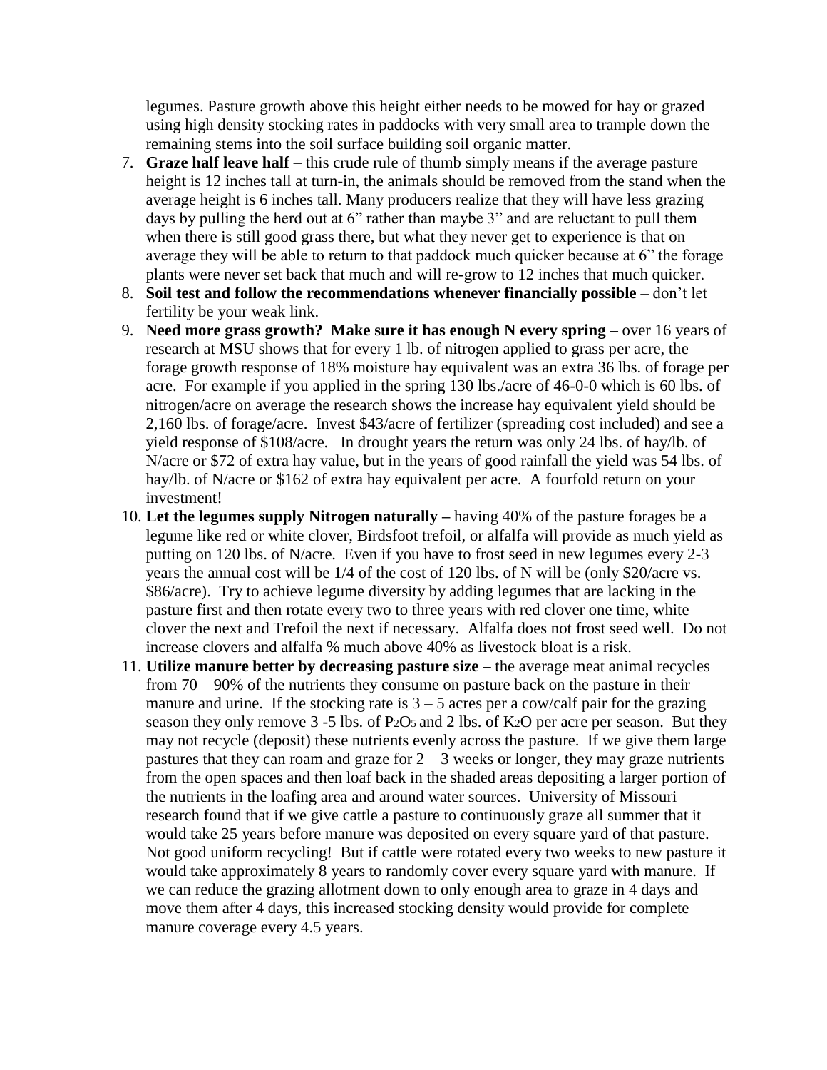legumes. Pasture growth above this height either needs to be mowed for hay or grazed using high density stocking rates in paddocks with very small area to trample down the remaining stems into the soil surface building soil organic matter.

7. **Graze half leave half** – this crude rule of thumb simply means if the average pasture height is 12 inches tall at turn-in, the animals should be removed from the stand when the average height is 6 inches tall. Many producers realize that they will have less grazing days by pulling the herd out at 6" rather than maybe 3" and are reluctant to pull them when there is still good grass there, but what they never get to experience is that on average they will be able to return to that paddock much quicker because at 6" the forage plants were never set back that much and will re-grow to 12 inches that much quicker.
8. **Soil test and follow the recommendations whenever financially possible** – don't let fertility be your weak link.
9. **Need more grass growth? Make sure it has enough N every spring** – over 16 years of research at MSU shows that for every 1 lb. of nitrogen applied to grass per acre, the forage growth response of 18% moisture hay equivalent was an extra 36 lbs. of forage per acre. For example if you applied in the spring 130 lbs./acre of 46-0-0 which is 60 lbs. of nitrogen/acre on average the research shows the increase hay equivalent yield should be 2,160 lbs. of forage/acre. Invest $43/acre of fertilizer (spreading cost included) and see a yield response of $108/acre. In drought years the return was only 24 lbs. of hay/lb. of N/acre or $72 of extra hay value, but in the years of good rainfall the yield was 54 lbs. of hay/lb. of N/acre or $162 of extra hay equivalent per acre. A fourfold return on your investment!
10. **Let the legumes supply Nitrogen naturally** – having 40% of the pasture forages be a legume like red or white clover, Birdsfoot trefoil, or alfalfa will provide as much yield as putting on 120 lbs. of N/acre. Even if you have to frost seed in new legumes every 2-3 years the annual cost will be 1/4 of the cost of 120 lbs. of N will be (only $20/acre vs. $86/acre). Try to achieve legume diversity by adding legumes that are lacking in the pasture first and then rotate every two to three years with red clover one time, white clover the next and Trefoil the next if necessary. Alfalfa does not frost seed well. Do not increase clovers and alfalfa % much above 40% as livestock bloat is a risk.
11. **Utilize manure better by decreasing pasture size** – the average meat animal recycles from 70 – 90% of the nutrients they consume on pasture back on the pasture in their manure and urine. If the stocking rate is 3 – 5 acres per a cow/calf pair for the grazing season they only remove 3 -5 lbs. of $P_2O_5$ and 2 lbs. of $K_2O$ per acre per season. But they may not recycle (deposit) these nutrients evenly across the pasture. If we give them large pastures that they can roam and graze for 2 – 3 weeks or longer, they may graze nutrients from the open spaces and then loaf back in the shaded areas depositing a larger portion of the nutrients in the loafing area and around water sources. University of Missouri research found that if we give cattle a pasture to continuously graze all summer that it would take 25 years before manure was deposited on every square yard of that pasture. Not good uniform recycling! But if cattle were rotated every two weeks to new pasture it would take approximately 8 years to randomly cover every square yard with manure. If we can reduce the grazing allotment down to only enough area to graze in 4 days and move them after 4 days, this increased stocking density would provide for complete manure coverage every 4.5 years.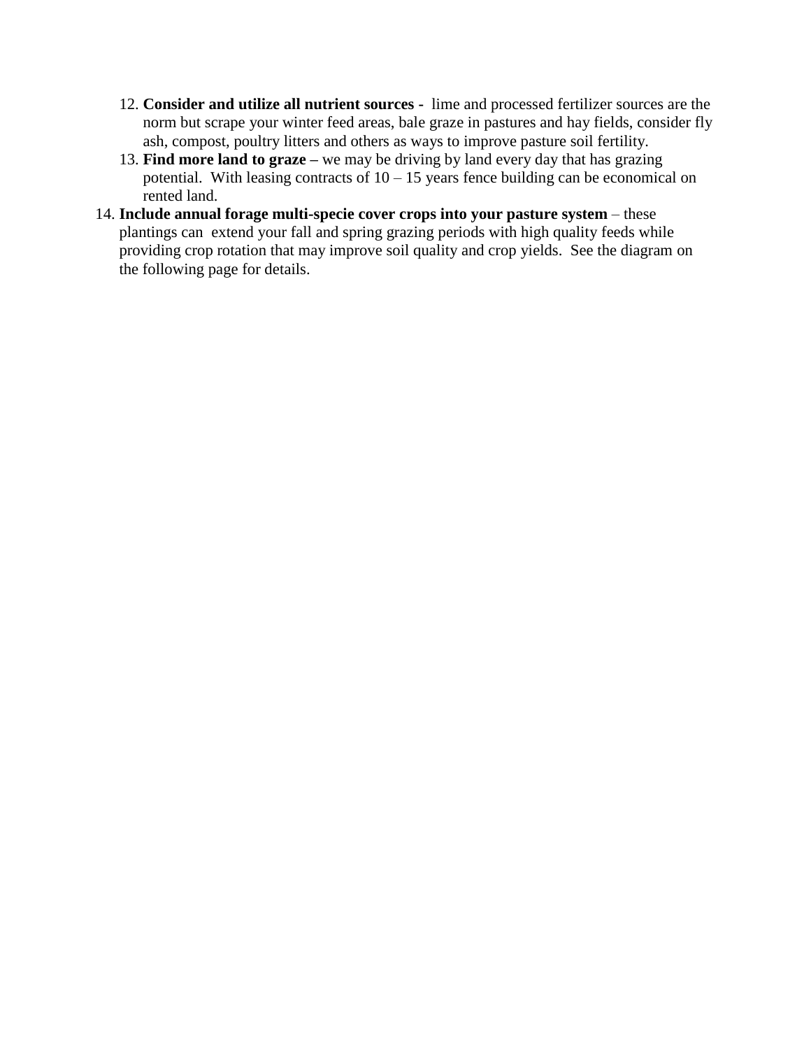12. **Consider and utilize all nutrient sources -** lime and processed fertilizer sources are the norm but scrape your winter feed areas, bale graze in pastures and hay fields, consider fly ash, compost, poultry litters and others as ways to improve pasture soil fertility.
13. **Find more land to graze –** we may be driving by land every day that has grazing potential. With leasing contracts of 10 – 15 years fence building can be economical on rented land.
14. **Include annual forage multi-specie cover crops into your pasture system** – these plantings can extend your fall and spring grazing periods with high quality feeds while providing crop rotation that may improve soil quality and crop yields. See the diagram on the following page for details.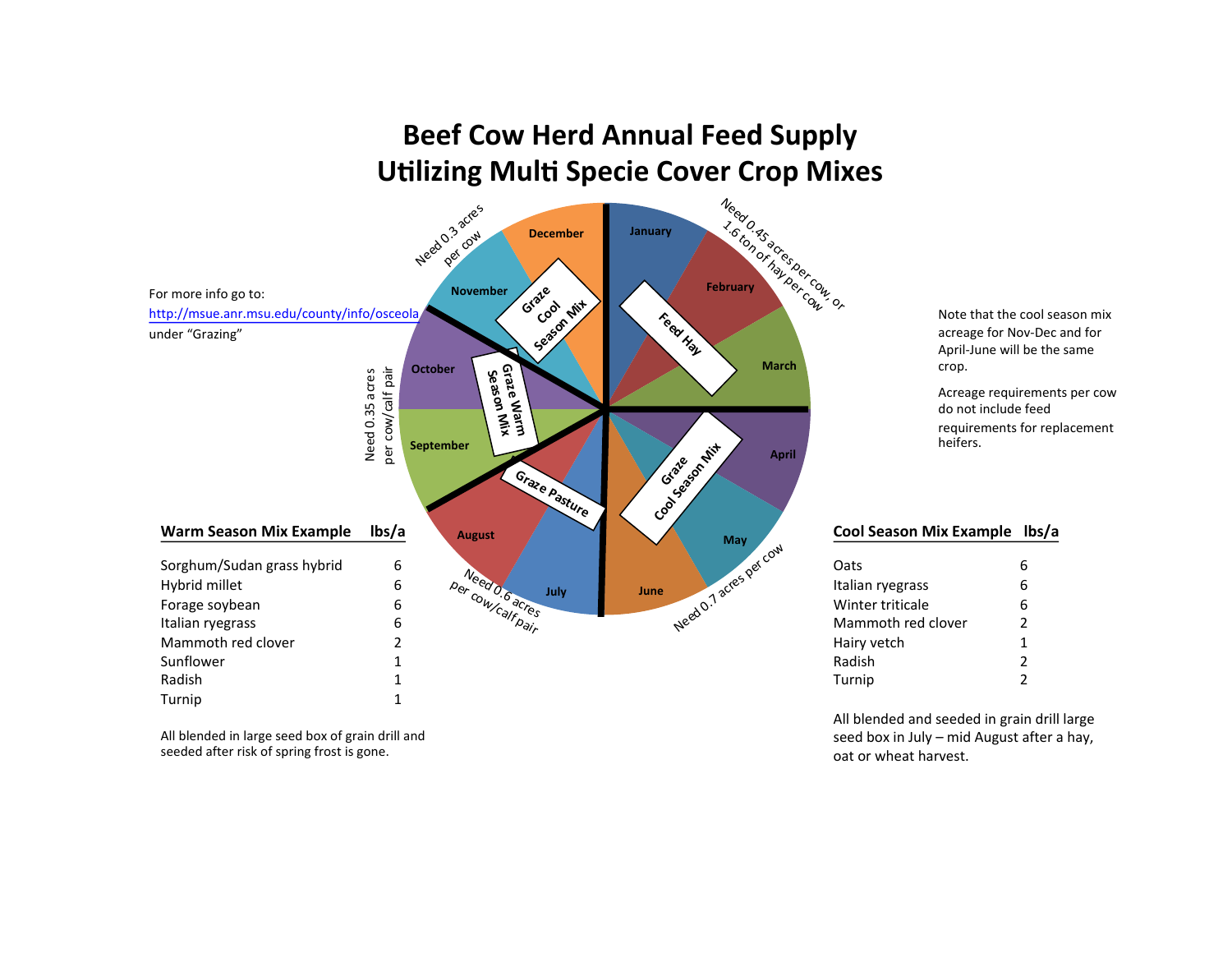# Beef Cow Herd Annual Feed Supply Utilizing Multi Specie Cover Crop Mixes

For more info go to:
[http://msue.anr.msu.edu/county/info/osceola](http://msue.anr.msu.edu/county/info/osceola)
under "Grazing"

Note that the cool season mix acreage for Nov-Dec and for April-June will be the same crop.

Acreage requirements per cow do not include feed requirements for replacement heifers.

January
February
March
April
May
June
July
August
September
October
November
December

Feed Hay
Graze Cool Season Mix
Graze Pasture
Graze Warm Season Mix
Graze Cool Season Mix

Need 0.45 acres per cow, or 1.6 ton of hay per cow
Need 0.7 acres per cow
Need 0.6 acres per cow/calf pair
Need 0.35 acres per cow/calf pair
Need 0.3 acres per cow

| Warm Season Mix Example | lbs/a |
|---|---|
| Sorghum/Sudan grass hybrid | 6 |
| Hybrid millet | 6 |
| Forage soybean | 6 |
| Italian ryegrass | 6 |
| Mammoth red clover | 2 |
| Sunflower | 1 |
| Radish | 1 |
| Turnip | 1 |

All blended in large seed box of grain drill and seeded after risk of spring frost is gone.

| Cool Season Mix Example | lbs/a |
|---|---|
| Oats | 6 |
| Italian ryegrass | 6 |
| Winter triticale | 6 |
| Mammoth red clover | 2 |
| Hairy vetch | 1 |
| Radish | 2 |
| Turnip | 2 |

All blended and seeded in grain drill large seed box in July – mid August after a hay, oat or wheat harvest.